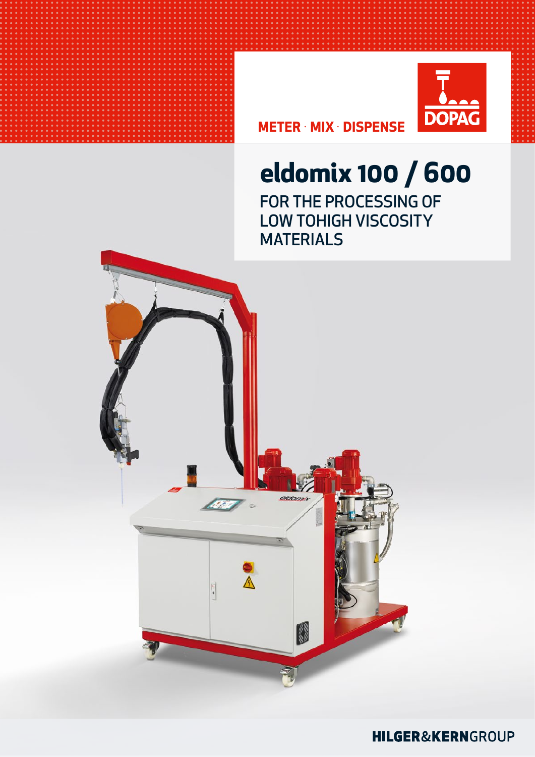METER · MIX · DISPENSE

DOPAG

# eldomix 100 / 600

FOR THE PROCESSING OF LOW TOHIGH VISCOSITY MATERIALS

HILGER&KERNGROUP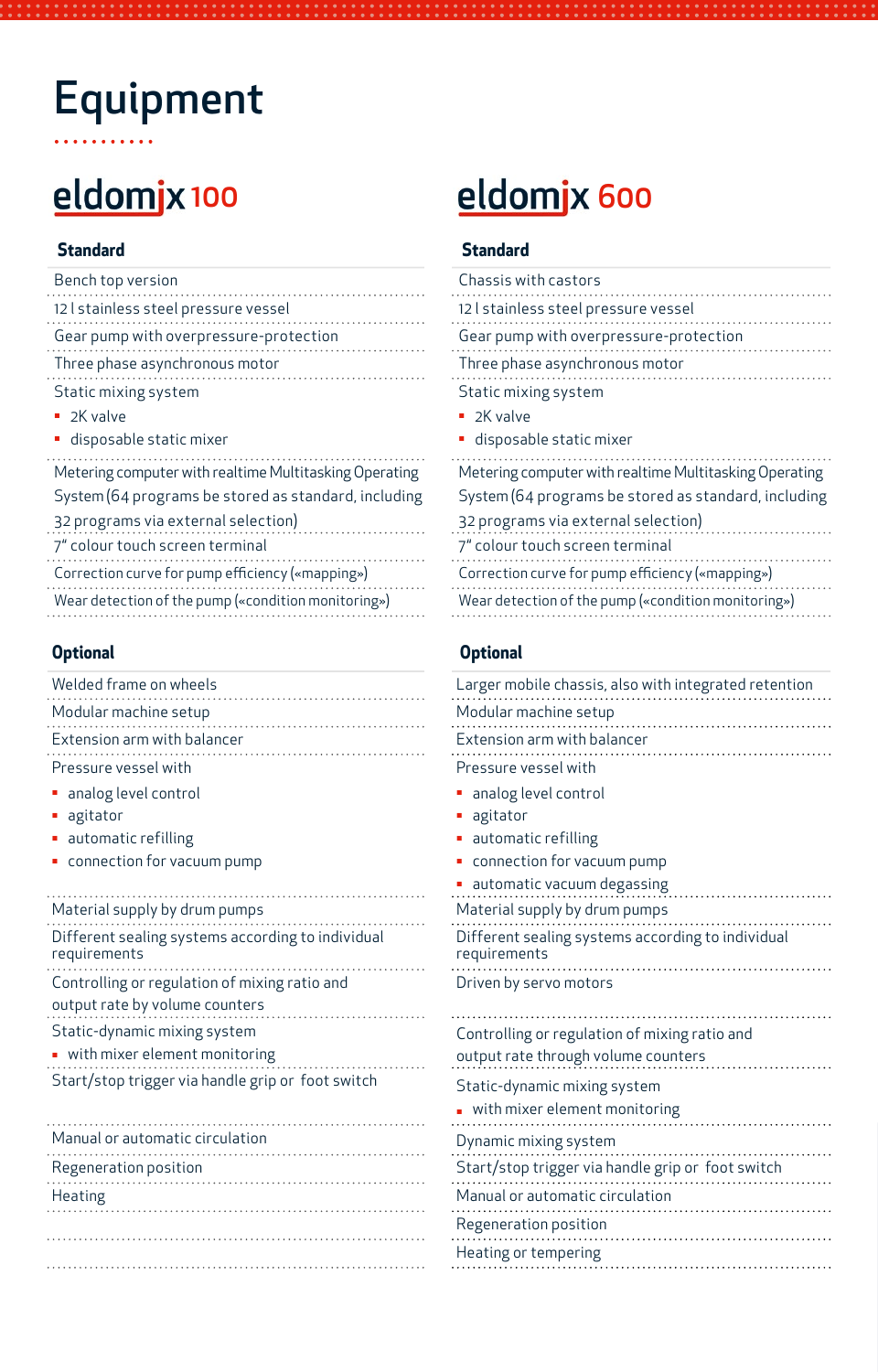# Equipment

## eldomjx 100

### Standard

- Bench top version
- 12 l stainless steel pressure vessel
- Gear pump with overpressure-protection
- Three phase asynchronous motor
- Static mixing system
  - 2K valve
  - disposable static mixer
- Metering computer with realtime Multitasking Operating System (64 programs be stored as standard, including 32 programs via external selection)
- 7" colour touch screen terminal
- Correction curve for pump efficiency («mapping»)
- Wear detection of the pump («condition monitoring»)

### Optional

- Welded frame on wheels
- Modular machine setup
- Extension arm with balancer
- Pressure vessel with
  - analog level control
  - agitator
  - automatic refilling
  - connection for vacuum pump
- Material supply by drum pumps
- Different sealing systems according to individual requirements
- Controlling or regulation of mixing ratio and output rate by volume counters
- Static-dynamic mixing system
  - with mixer element monitoring
- Start/stop trigger via handle grip or foot switch
- Manual or automatic circulation
- Regeneration position
- Heating

## eldomjx 600

### Standard

- Chassis with castors
- 12 l stainless steel pressure vessel
- Gear pump with overpressure-protection
- Three phase asynchronous motor
- Static mixing system
  - 2K valve
  - disposable static mixer
- Metering computer with realtime Multitasking Operating System (64 programs be stored as standard, including 32 programs via external selection)
- 7" colour touch screen terminal
- Correction curve for pump efficiency («mapping»)
- Wear detection of the pump («condition monitoring»)

### Optional

- Larger mobile chassis, also with integrated retention
- Modular machine setup
- Extension arm with balancer
- Pressure vessel with
  - analog level control
  - agitator
  - automatic refilling
  - connection for vacuum pump
  - automatic vacuum degassing
- Material supply by drum pumps
- Different sealing systems according to individual requirements
- Driven by servo motors
- Controlling or regulation of mixing ratio and output rate through volume counters
- Static-dynamic mixing system
  - with mixer element monitoring
- Dynamic mixing system
- Start/stop trigger via handle grip or foot switch
- Manual or automatic circulation
- Regeneration position
- Heating or tempering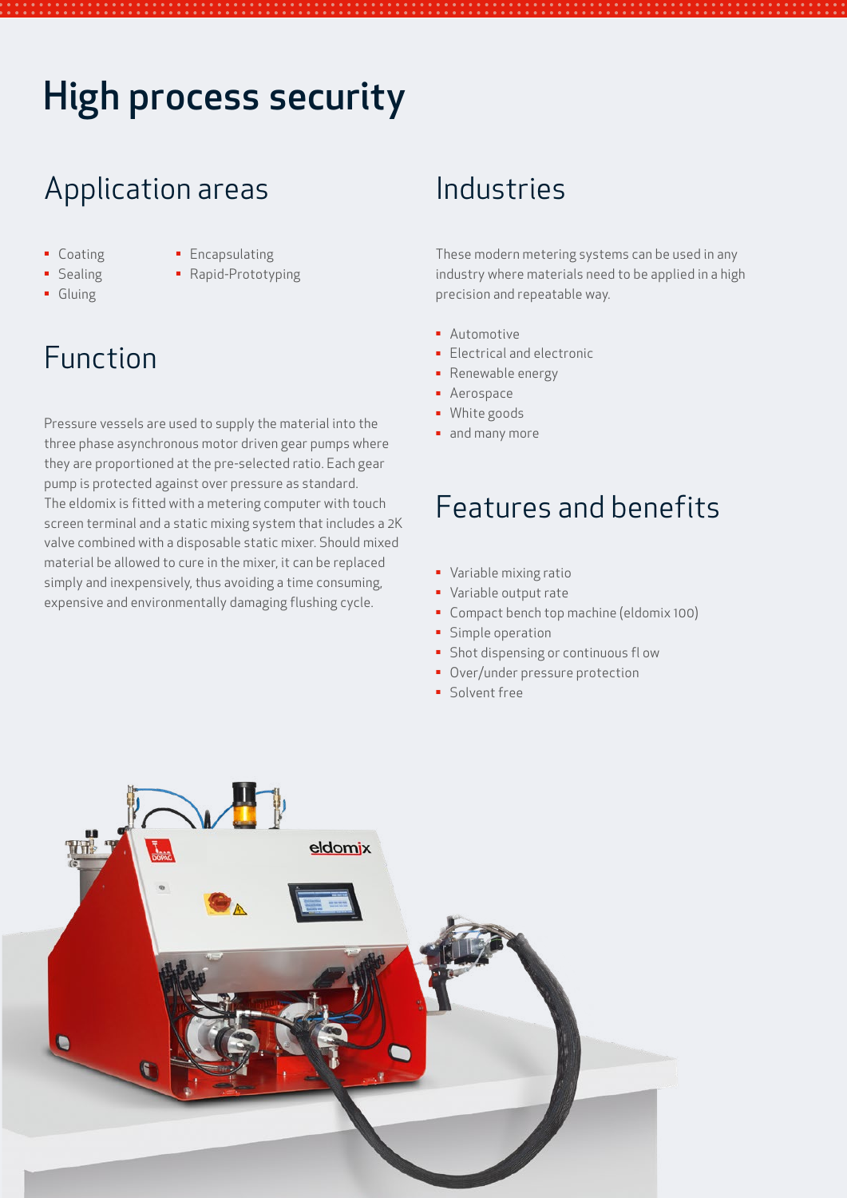# High process security

## Application areas

- Coating
- Sealing
- Gluing
- Encapsulating
- Rapid-Prototyping

## Function

Pressure vessels are used to supply the material into the three phase asynchronous motor driven gear pumps where they are proportioned at the pre-selected ratio. Each gear pump is protected against over pressure as standard. The eldomix is fitted with a metering computer with touch screen terminal and a static mixing system that includes a 2K valve combined with a disposable static mixer. Should mixed material be allowed to cure in the mixer, it can be replaced simply and inexpensively, thus avoiding a time consuming, expensive and environmentally damaging flushing cycle.

## Industries

These modern metering systems can be used in any industry where materials need to be applied in a high precision and repeatable way.

- Automotive
- Electrical and electronic
- Renewable energy
- Aerospace
- White goods
- and many more

## Features and benefits

- Variable mixing ratio
- Variable output rate
- Compact bench top machine (eldomix 100)
- Simple operation
- Shot dispensing or continuous fl ow
- Over/under pressure protection
- Solvent free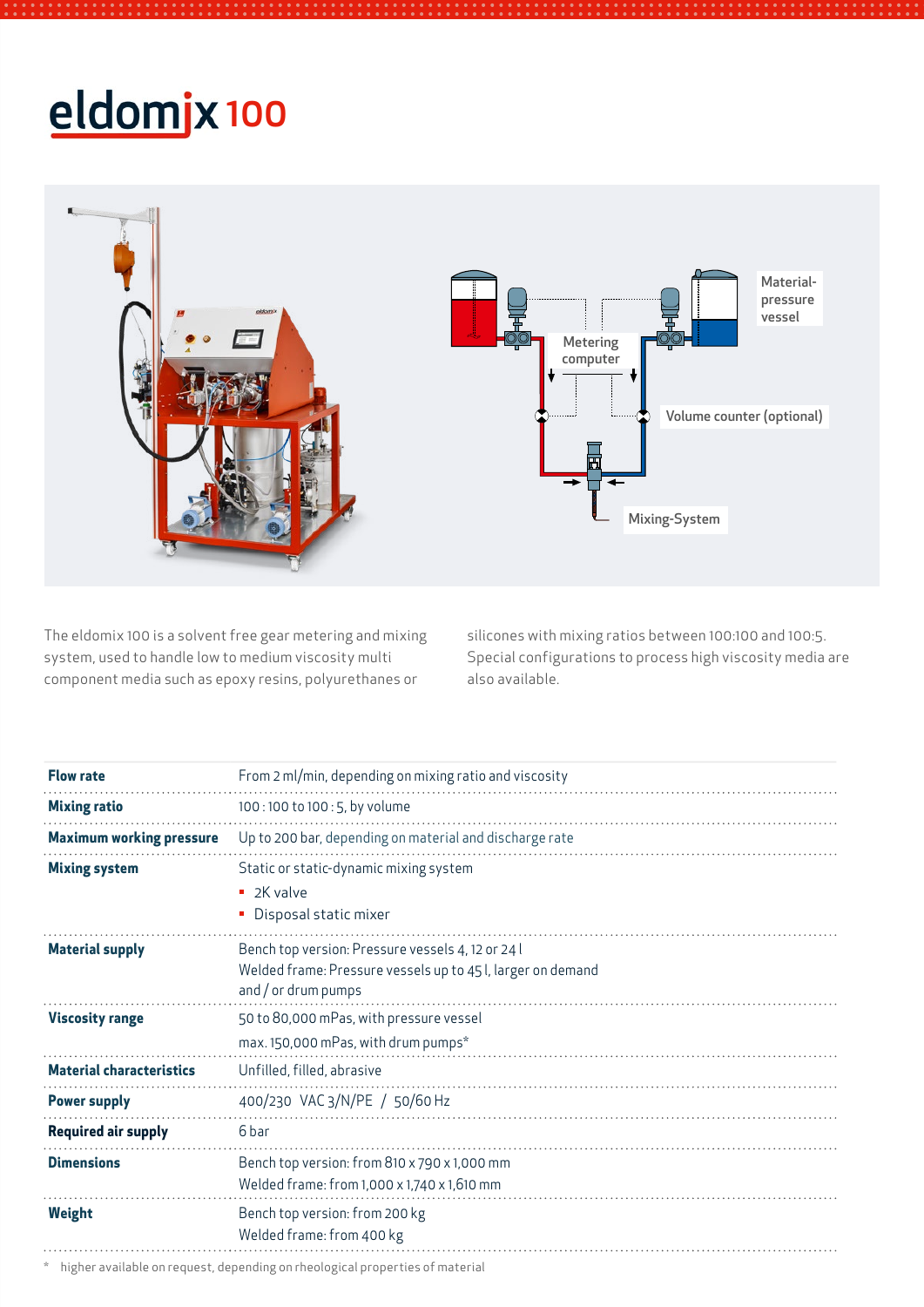# eldomix 100

The eldomix 100 is a solvent free gear metering and mixing system, used to handle low to medium viscosity multi component media such as epoxy resins, polyurethanes or silicones with mixing ratios between 100:100 and 100:5. Special configurations to process high viscosity media are also available.

| | |
|---|---|
| **Flow rate** | From 2 ml/min, depending on mixing ratio and viscosity |
| **Mixing ratio** | 100 : 100 to 100 : 5, by volume |
| **Maximum working pressure** | Up to 200 bar, depending on material and discharge rate |
| **Mixing system** | Static or static-dynamic mixing system<br>▪ 2K valve<br>▪ Disposal static mixer |
| **Material supply** | Bench top version: Pressure vessels 4, 12 or 24 l<br>Welded frame: Pressure vessels up to 45 l, larger on demand and / or drum pumps |
| **Viscosity range** | 50 to 80,000 mPas, with pressure vessel<br>max. 150,000 mPas, with drum pumps* |
| **Material characteristics** | Unfilled, filled, abrasive |
| **Power supply** | 400/230 VAC 3/N/PE / 50/60 Hz |
| **Required air supply** | 6 bar |
| **Dimensions** | Bench top version: from 810 x 790 x 1,000 mm<br>Welded frame: from 1,000 x 1,740 x 1,610 mm |
| **Weight** | Bench top version: from 200 kg<br>Welded frame: from 400 kg |

\* higher available on request, depending on rheological properties of material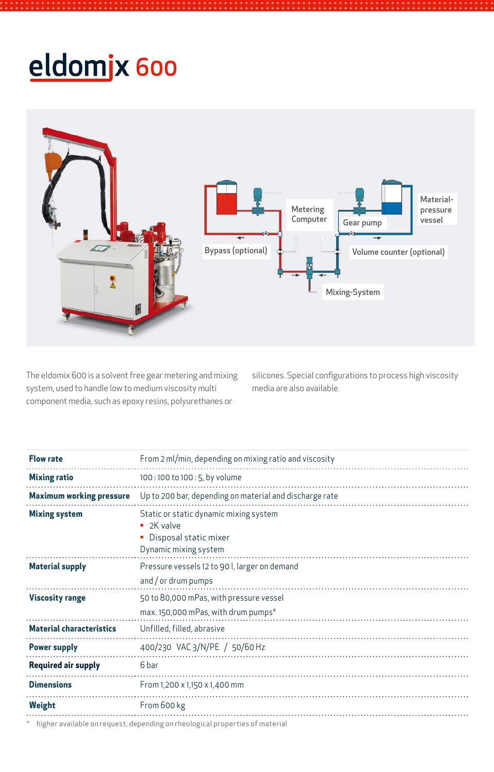# eldomix 600

The eldomix 600 is a solvent free gear metering and mixing system, used to handle low to medium viscosity multi component media, such as epoxy resins, polyurethanes or silicones. Special configurations to process high viscosity media are also available.

| | |
|---|---|
| **Flow rate** | From 2 ml/min, depending on mixing ratio and viscosity |
| **Mixing ratio** | 100 : 100 to 100 : 5, by volume |
| **Maximum working pressure** | Up to 200 bar, depending on material and discharge rate |
| **Mixing system** | Static or static dynamic mixing system<br>▪ 2K valve<br>▪ Disposal static mixer<br>Dynamic mixing system |
| **Material supply** | Pressure vessels 12 to 90 l, larger on demand<br>and / or drum pumps |
| **Viscosity range** | 50 to 80,000 mPas, with pressure vessel<br>max. 150,000 mPas, with drum pumps* |
| **Material characteristics** | Unfilled, filled, abrasive |
| **Power supply** | 400/230 VAC 3/N/PE / 50/60 Hz |
| **Required air supply** | 6 bar |
| **Dimensions** | From 1,200 x 1,150 x 1,400 mm |
| **Weight** | From 600 kg |

\* higher available on request, depending on rheological properties of material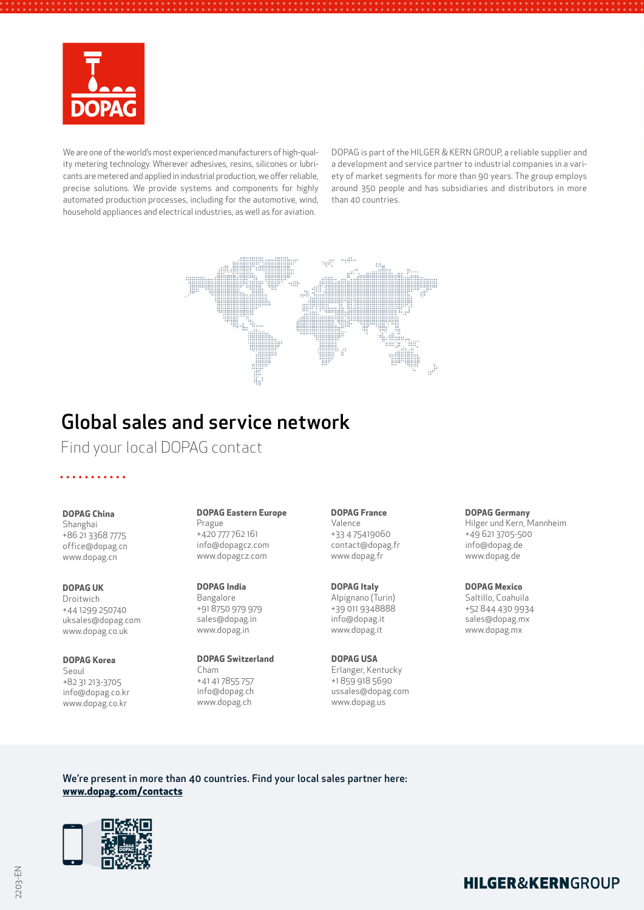We are one of the world's most experienced manufacturers of high-quality metering technology. Wherever adhesives, resins, silicones or lubricants are metered and applied in industrial production, we offer reliable, precise solutions. We provide systems and components for highly automated production processes, including for the automotive, wind, household appliances and electrical industries, as well as for aviation.

DOPAG is part of the HILGER & KERN GROUP, a reliable supplier and a development and service partner to industrial companies in a variety of market segments for more than 90 years. The group employs around 350 people and has subsidiaries and distributors in more than 40 countries.

# Global sales and service network

Find your local DOPAG contact

**DOPAG China**
Shanghai
+86 21 3368 7775
office@dopag.cn
www.dopag.cn

**DOPAG UK**
Droitwich
+44 1299 250740
uksales@dopag.com
www.dopag.co.uk

**DOPAG Korea**
Seoul
+82 31 213-3705
info@dopag.co.kr
www.dopag.co.kr

**DOPAG Eastern Europe**
Prague
+420 777 762 161
info@dopagcz.com
www.dopagcz.com

**DOPAG India**
Bangalore
+91 8750 979 979
sales@dopag.in
www.dopag.in

**DOPAG Switzerland**
Cham
+41 41 7855 757
info@dopag.ch
www.dopag.ch

**DOPAG France**
Valence
+33 4 75419060
contact@dopag.fr
www.dopag.fr

**DOPAG Italy**
Alpignano (Turin)
+39 011 9348888
info@dopag.it
www.dopag.it

**DOPAG USA**
Erlanger, Kentucky
+1 859 918 5690
ussales@dopag.com
www.dopag.us

**DOPAG Germany**
Hilger und Kern, Mannheim
+49 621 3705-500
info@dopag.de
www.dopag.de

**DOPAG Mexico**
Saltillo, Coahuila
+52 844 430 9934
sales@dopag.mx
www.dopag.mx

We're present in more than 40 countries. Find your local sales partner here:
**www.dopag.com/contacts**

2203-EN

HILGER&KERNGROUP